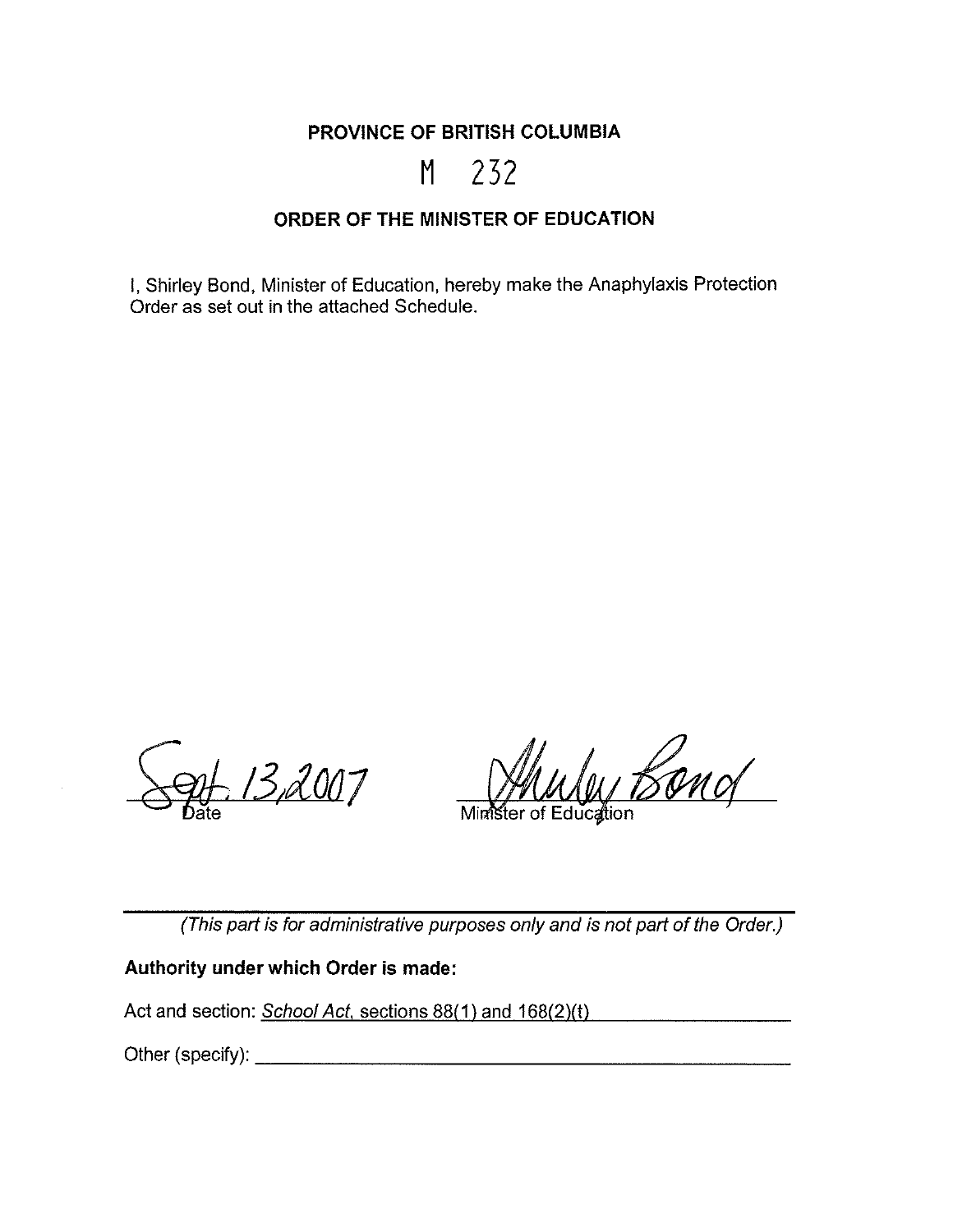# PROVINCE OF BRITISH COLUMBIA

# M 232

## ORDER OF THE MINISTER OF EDUCATION

I, Shirley Bond, Minister of Education, hereby make the Anaphylaxis Protection Order as set out in the attached Schedule.

Sept. 13, 2007
Date

Shirley Bond
Minister of Education

---

*(This part is for administrative purposes only and is not part of the Order.)*

**Authority under which Order is made:**

Act and section: *School Act*, sections 88(1) and 168(2)(t)

Other (specify): ______________________________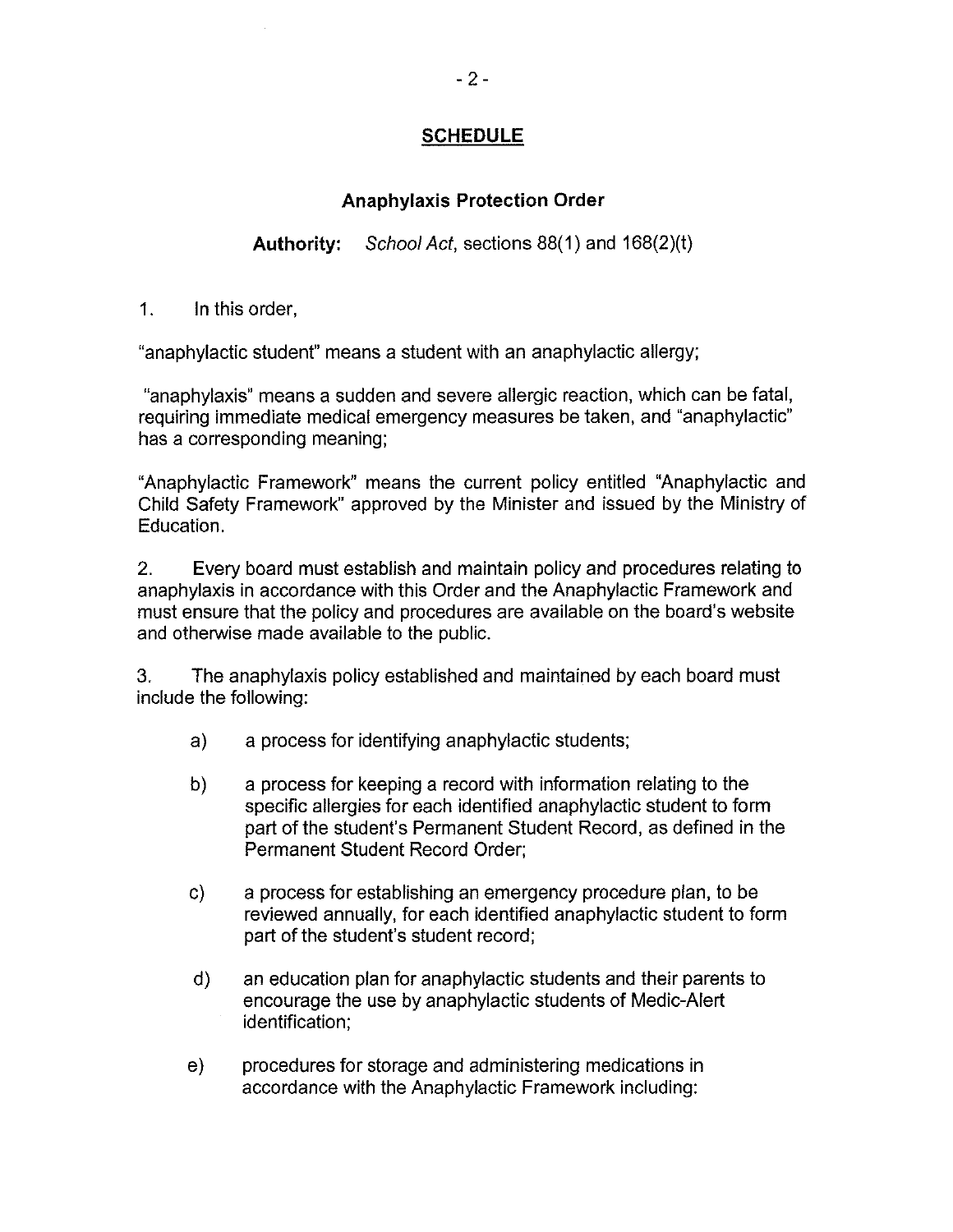## SCHEDULE

### Anaphylaxis Protection Order

**Authority:** *School Act*, sections 88(1) and 168(2)(t)

1. In this order,

"anaphylactic student" means a student with an anaphylactic allergy;

"anaphylaxis" means a sudden and severe allergic reaction, which can be fatal, requiring immediate medical emergency measures be taken, and "anaphylactic" has a corresponding meaning;

"Anaphylactic Framework" means the current policy entitled "Anaphylactic and Child Safety Framework" approved by the Minister and issued by the Ministry of Education.

2. Every board must establish and maintain policy and procedures relating to anaphylaxis in accordance with this Order and the Anaphylactic Framework and must ensure that the policy and procedures are available on the board's website and otherwise made available to the public.

3. The anaphylaxis policy established and maintained by each board must include the following:

a) a process for identifying anaphylactic students;

b) a process for keeping a record with information relating to the specific allergies for each identified anaphylactic student to form part of the student's Permanent Student Record, as defined in the Permanent Student Record Order;

c) a process for establishing an emergency procedure plan, to be reviewed annually, for each identified anaphylactic student to form part of the student's student record;

d) an education plan for anaphylactic students and their parents to encourage the use by anaphylactic students of Medic-Alert identification;

e) procedures for storage and administering medications in accordance with the Anaphylactic Framework including: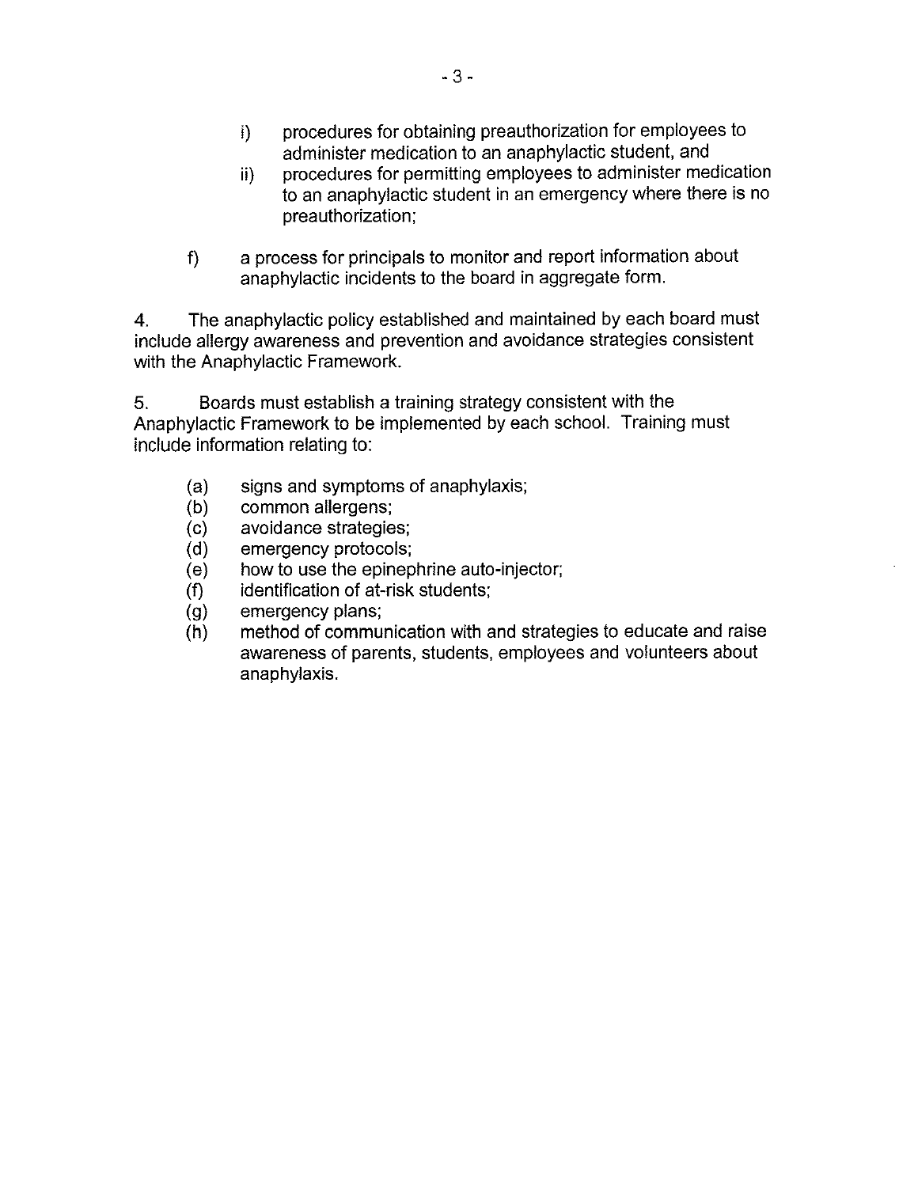i) procedures for obtaining preauthorization for employees to administer medication to an anaphylactic student, and

ii) procedures for permitting employees to administer medication to an anaphylactic student in an emergency where there is no preauthorization;

f) a process for principals to monitor and report information about anaphylactic incidents to the board in aggregate form.

4. The anaphylactic policy established and maintained by each board must include allergy awareness and prevention and avoidance strategies consistent with the Anaphylactic Framework.

5. Boards must establish a training strategy consistent with the Anaphylactic Framework to be implemented by each school. Training must include information relating to:

(a) signs and symptoms of anaphylaxis;
(b) common allergens;
(c) avoidance strategies;
(d) emergency protocols;
(e) how to use the epinephrine auto-injector;
(f) identification of at-risk students;
(g) emergency plans;
(h) method of communication with and strategies to educate and raise awareness of parents, students, employees and volunteers about anaphylaxis.